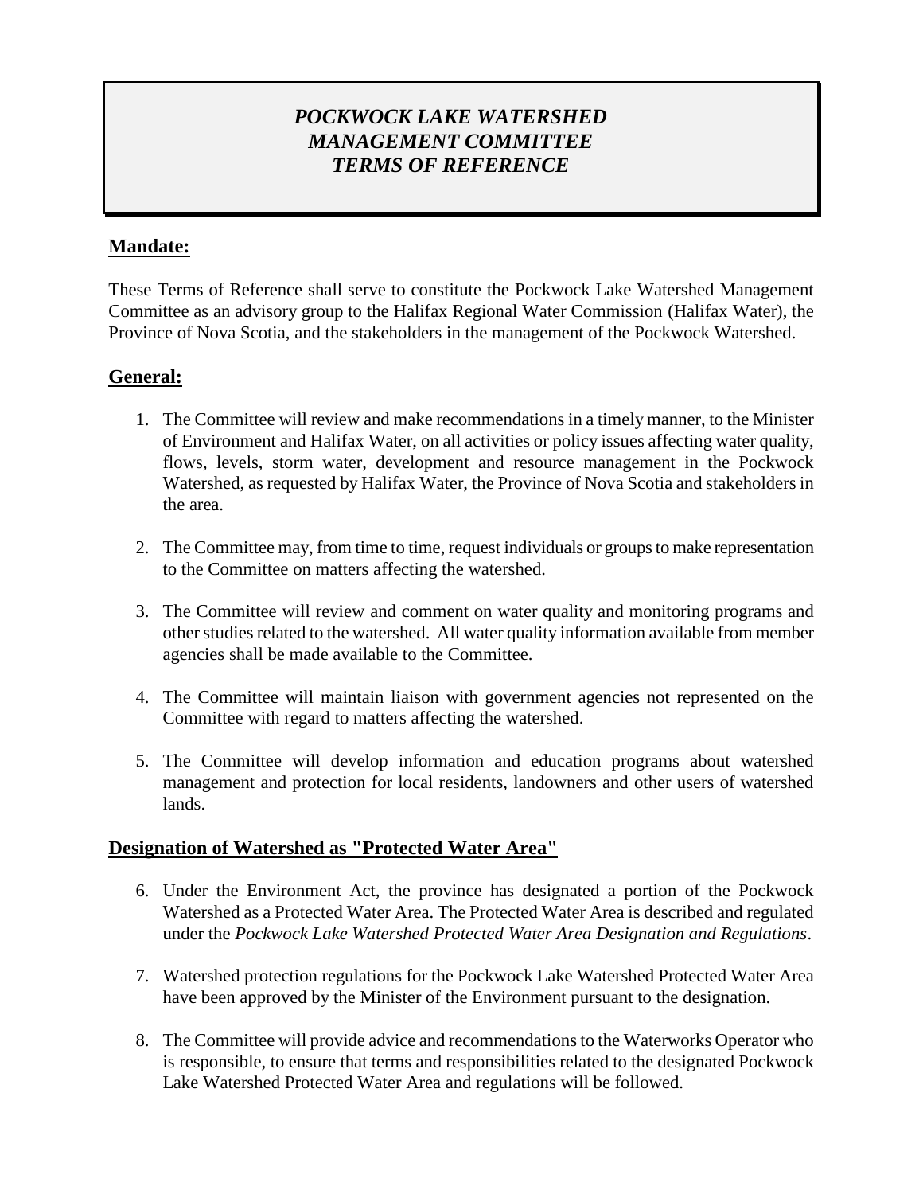# *POCKWOCK LAKE WATERSHED MANAGEMENT COMMITTEE TERMS OF REFERENCE*

## Mandate:

These Terms of Reference shall serve to constitute the Pockwock Lake Watershed Management Committee as an advisory group to the Halifax Regional Water Commission (Halifax Water), the Province of Nova Scotia, and the stakeholders in the management of the Pockwock Watershed.

## General:

1. The Committee will review and make recommendations in a timely manner, to the Minister of Environment and Halifax Water, on all activities or policy issues affecting water quality, flows, levels, storm water, development and resource management in the Pockwock Watershed, as requested by Halifax Water, the Province of Nova Scotia and stakeholders in the area.

2. The Committee may, from time to time, request individuals or groups to make representation to the Committee on matters affecting the watershed.

3. The Committee will review and comment on water quality and monitoring programs and other studies related to the watershed. All water quality information available from member agencies shall be made available to the Committee.

4. The Committee will maintain liaison with government agencies not represented on the Committee with regard to matters affecting the watershed.

5. The Committee will develop information and education programs about watershed management and protection for local residents, landowners and other users of watershed lands.

## Designation of Watershed as "Protected Water Area"

6. Under the Environment Act, the province has designated a portion of the Pockwock Watershed as a Protected Water Area. The Protected Water Area is described and regulated under the *Pockwock Lake Watershed Protected Water Area Designation and Regulations*.

7. Watershed protection regulations for the Pockwock Lake Watershed Protected Water Area have been approved by the Minister of the Environment pursuant to the designation.

8. The Committee will provide advice and recommendations to the Waterworks Operator who is responsible, to ensure that terms and responsibilities related to the designated Pockwock Lake Watershed Protected Water Area and regulations will be followed.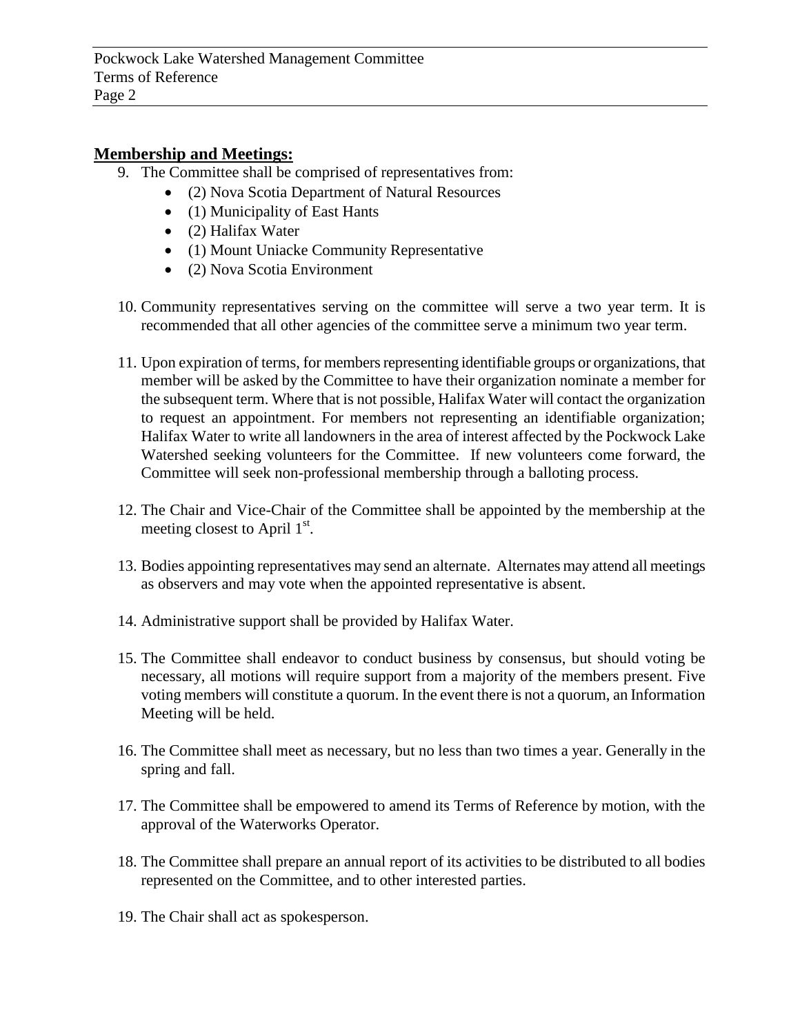## Membership and Meetings:

9. The Committee shall be comprised of representatives from:
    - (2) Nova Scotia Department of Natural Resources
    - (1) Municipality of East Hants
    - (2) Halifax Water
    - (1) Mount Uniacke Community Representative
    - (2) Nova Scotia Environment

10. Community representatives serving on the committee will serve a two year term. It is recommended that all other agencies of the committee serve a minimum two year term.

11. Upon expiration of terms, for members representing identifiable groups or organizations, that member will be asked by the Committee to have their organization nominate a member for the subsequent term. Where that is not possible, Halifax Water will contact the organization to request an appointment. For members not representing an identifiable organization; Halifax Water to write all landowners in the area of interest affected by the Pockwock Lake Watershed seeking volunteers for the Committee. If new volunteers come forward, the Committee will seek non-professional membership through a balloting process.

12. The Chair and Vice-Chair of the Committee shall be appointed by the membership at the meeting closest to April 1st.

13. Bodies appointing representatives may send an alternate. Alternates may attend all meetings as observers and may vote when the appointed representative is absent.

14. Administrative support shall be provided by Halifax Water.

15. The Committee shall endeavor to conduct business by consensus, but should voting be necessary, all motions will require support from a majority of the members present. Five voting members will constitute a quorum. In the event there is not a quorum, an Information Meeting will be held.

16. The Committee shall meet as necessary, but no less than two times a year. Generally in the spring and fall.

17. The Committee shall be empowered to amend its Terms of Reference by motion, with the approval of the Waterworks Operator.

18. The Committee shall prepare an annual report of its activities to be distributed to all bodies represented on the Committee, and to other interested parties.

19. The Chair shall act as spokesperson.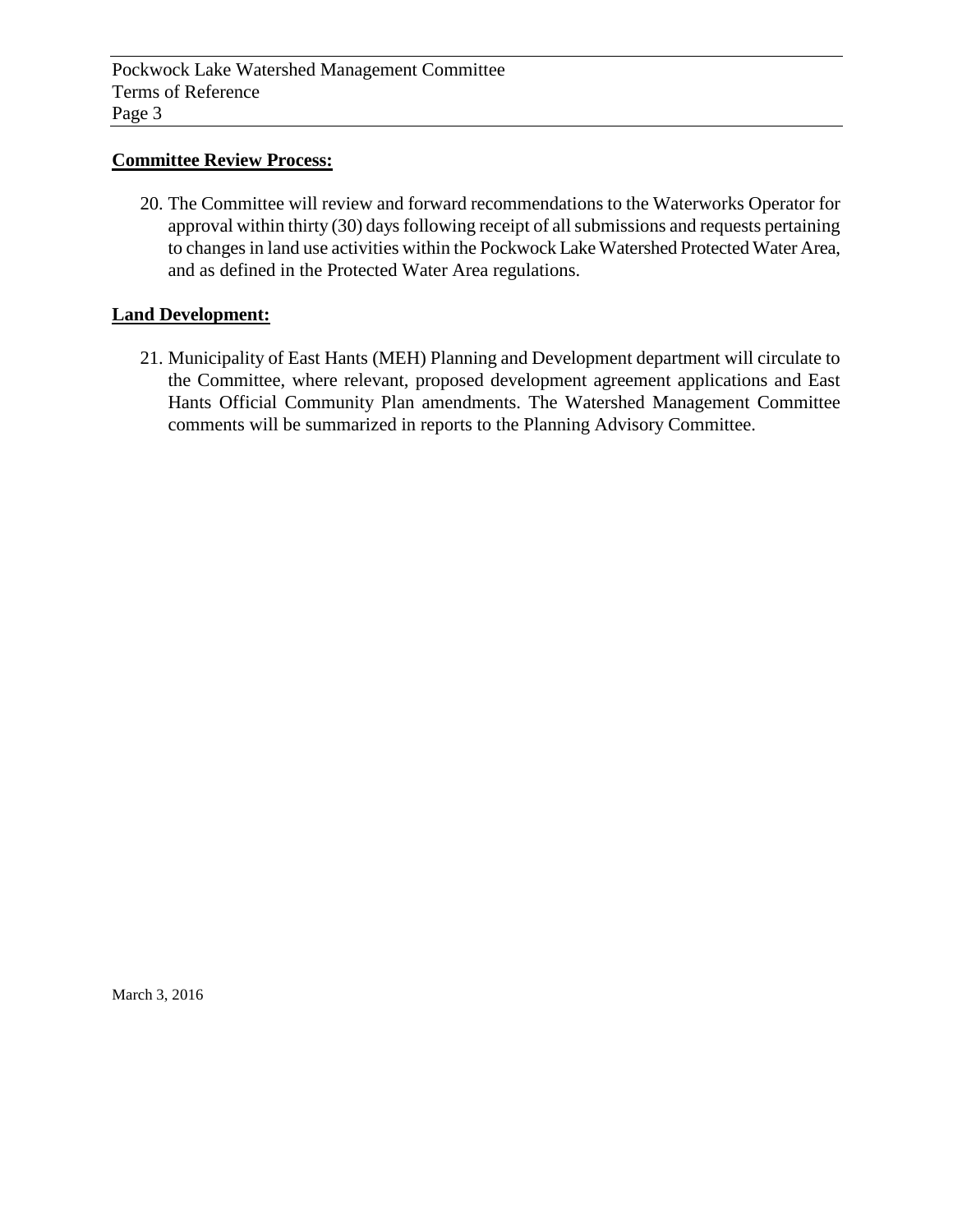**Committee Review Process:**

20. The Committee will review and forward recommendations to the Waterworks Operator for approval within thirty (30) days following receipt of all submissions and requests pertaining to changes in land use activities within the Pockwock Lake Watershed Protected Water Area, and as defined in the Protected Water Area regulations.

**Land Development:**

21. Municipality of East Hants (MEH) Planning and Development department will circulate to the Committee, where relevant, proposed development agreement applications and East Hants Official Community Plan amendments. The Watershed Management Committee comments will be summarized in reports to the Planning Advisory Committee.

March 3, 2016